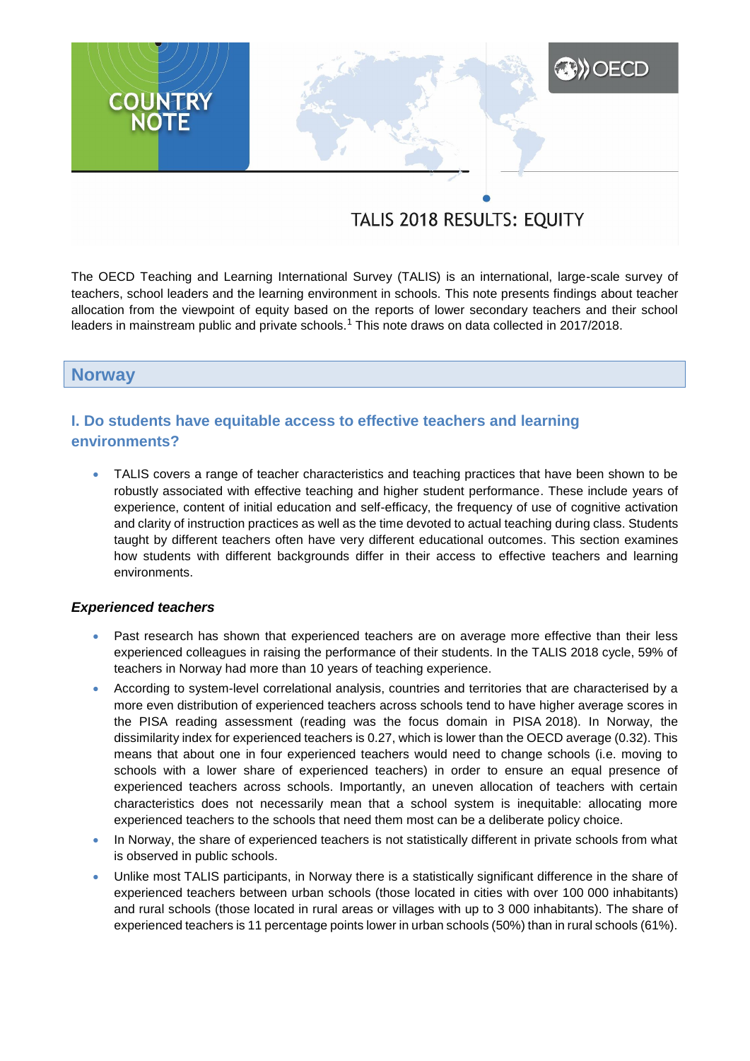COUNTRY NOTE

# TALIS 2018 RESULTS: EQUITY

The OECD Teaching and Learning International Survey (TALIS) is an international, large-scale survey of teachers, school leaders and the learning environment in schools. This note presents findings about teacher allocation from the viewpoint of equity based on the reports of lower secondary teachers and their school leaders in mainstream public and private schools.[1] This note draws on data collected in 2017/2018.

## Norway

### I. Do students have equitable access to effective teachers and learning environments?

- TALIS covers a range of teacher characteristics and teaching practices that have been shown to be robustly associated with effective teaching and higher student performance. These include years of experience, content of initial education and self-efficacy, the frequency of use of cognitive activation and clarity of instruction practices as well as the time devoted to actual teaching during class. Students taught by different teachers often have very different educational outcomes. This section examines how students with different backgrounds differ in their access to effective teachers and learning environments.

#### *Experienced teachers*

- Past research has shown that experienced teachers are on average more effective than their less experienced colleagues in raising the performance of their students. In the TALIS 2018 cycle, 59% of teachers in Norway had more than 10 years of teaching experience.
- According to system-level correlational analysis, countries and territories that are characterised by a more even distribution of experienced teachers across schools tend to have higher average scores in the PISA reading assessment (reading was the focus domain in PISA 2018). In Norway, the dissimilarity index for experienced teachers is 0.27, which is lower than the OECD average (0.32). This means that about one in four experienced teachers would need to change schools (i.e. moving to schools with a lower share of experienced teachers) in order to ensure an equal presence of experienced teachers across schools. Importantly, an uneven allocation of teachers with certain characteristics does not necessarily mean that a school system is inequitable: allocating more experienced teachers to the schools that need them most can be a deliberate policy choice.
- In Norway, the share of experienced teachers is not statistically different in private schools from what is observed in public schools.
- Unlike most TALIS participants, in Norway there is a statistically significant difference in the share of experienced teachers between urban schools (those located in cities with over 100 000 inhabitants) and rural schools (those located in rural areas or villages with up to 3 000 inhabitants). The share of experienced teachers is 11 percentage points lower in urban schools (50%) than in rural schools (61%).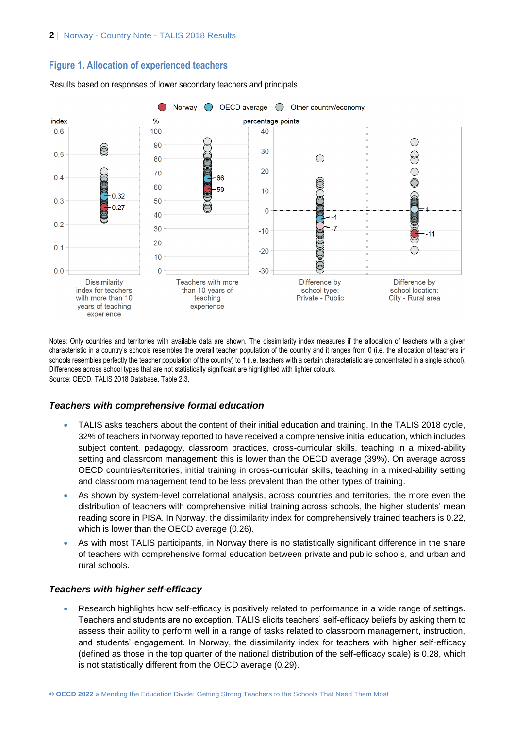## Figure 1. Allocation of experienced teachers

Results based on responses of lower secondary teachers and principals

Notes: Only countries and territories with available data are shown. The dissimilarity index measures if the allocation of teachers with a given characteristic in a country's schools resembles the overall teacher population of the country and it ranges from 0 (i.e. the allocation of teachers in schools resembles perfectly the teacher population of the country) to 1 (i.e. teachers with a certain characteristic are concentrated in a single school). Differences across school types that are not statistically significant are highlighted with lighter colours.
Source: OECD, TALIS 2018 Database, Table 2.3.

### *Teachers with comprehensive formal education*

- TALIS asks teachers about the content of their initial education and training. In the TALIS 2018 cycle, 32% of teachers in Norway reported to have received a comprehensive initial education, which includes subject content, pedagogy, classroom practices, cross-curricular skills, teaching in a mixed-ability setting and classroom management: this is lower than the OECD average (39%). On average across OECD countries/territories, initial training in cross-curricular skills, teaching in a mixed-ability setting and classroom management tend to be less prevalent than the other types of training.
- As shown by system-level correlational analysis, across countries and territories, the more even the distribution of teachers with comprehensive initial training across schools, the higher students' mean reading score in PISA. In Norway, the dissimilarity index for comprehensively trained teachers is 0.22, which is lower than the OECD average (0.26).
- As with most TALIS participants, in Norway there is no statistically significant difference in the share of teachers with comprehensive formal education between private and public schools, and urban and rural schools.

### *Teachers with higher self-efficacy*

- Research highlights how self-efficacy is positively related to performance in a wide range of settings. Teachers and students are no exception. TALIS elicits teachers' self-efficacy beliefs by asking them to assess their ability to perform well in a range of tasks related to classroom management, instruction, and students' engagement. In Norway, the dissimilarity index for teachers with higher self-efficacy (defined as those in the top quarter of the national distribution of the self-efficacy scale) is 0.28, which is not statistically different from the OECD average (0.29).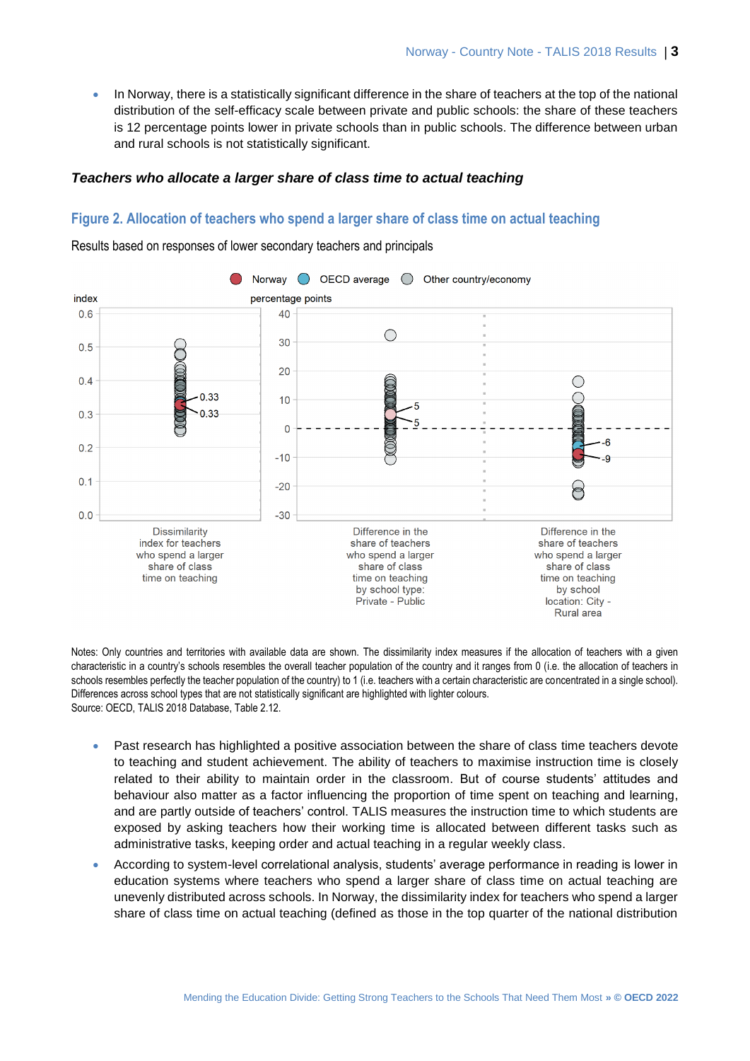- In Norway, there is a statistically significant difference in the share of teachers at the top of the national distribution of the self-efficacy scale between private and public schools: the share of these teachers is 12 percentage points lower in private schools than in public schools. The difference between urban and rural schools is not statistically significant.

### *Teachers who allocate a larger share of class time to actual teaching*

## Figure 2. Allocation of teachers who spend a larger share of class time on actual teaching

Results based on responses of lower secondary teachers and principals

Notes: Only countries and territories with available data are shown. The dissimilarity index measures if the allocation of teachers with a given characteristic in a country's schools resembles the overall teacher population of the country and it ranges from 0 (i.e. the allocation of teachers in schools resembles perfectly the teacher population of the country) to 1 (i.e. teachers with a certain characteristic are concentrated in a single school). Differences across school types that are not statistically significant are highlighted with lighter colours.
Source: OECD, TALIS 2018 Database, Table 2.12.

- Past research has highlighted a positive association between the share of class time teachers devote to teaching and student achievement. The ability of teachers to maximise instruction time is closely related to their ability to maintain order in the classroom. But of course students' attitudes and behaviour also matter as a factor influencing the proportion of time spent on teaching and learning, and are partly outside of teachers' control. TALIS measures the instruction time to which students are exposed by asking teachers how their working time is allocated between different tasks such as administrative tasks, keeping order and actual teaching in a regular weekly class.
- According to system-level correlational analysis, students' average performance in reading is lower in education systems where teachers who spend a larger share of class time on actual teaching are unevenly distributed across schools. In Norway, the dissimilarity index for teachers who spend a larger share of class time on actual teaching (defined as those in the top quarter of the national distribution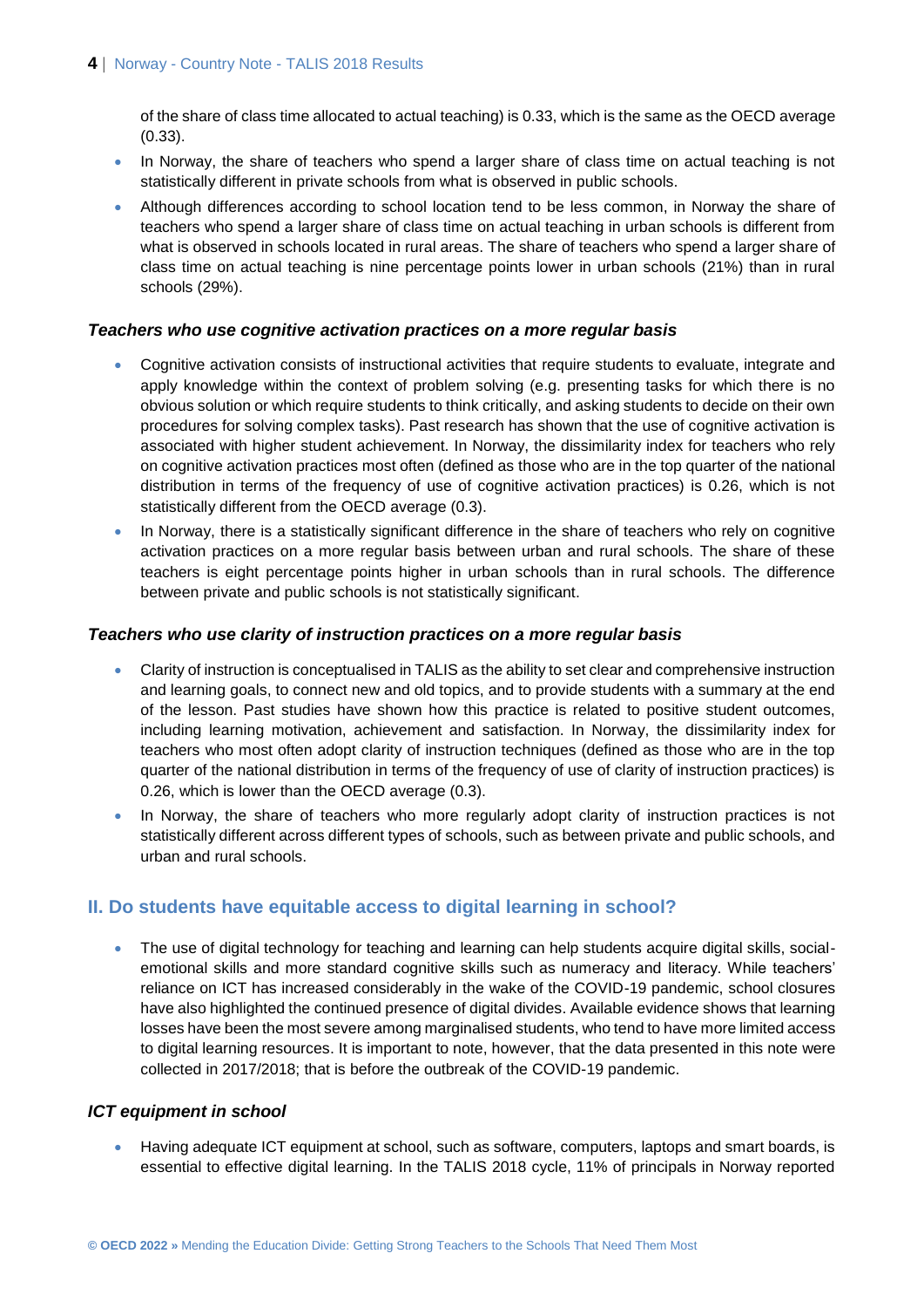of the share of class time allocated to actual teaching) is 0.33, which is the same as the OECD average (0.33).

- In Norway, the share of teachers who spend a larger share of class time on actual teaching is not statistically different in private schools from what is observed in public schools.
- Although differences according to school location tend to be less common, in Norway the share of teachers who spend a larger share of class time on actual teaching in urban schools is different from what is observed in schools located in rural areas. The share of teachers who spend a larger share of class time on actual teaching is nine percentage points lower in urban schools (21%) than in rural schools (29%).

### *Teachers who use cognitive activation practices on a more regular basis*

- Cognitive activation consists of instructional activities that require students to evaluate, integrate and apply knowledge within the context of problem solving (e.g. presenting tasks for which there is no obvious solution or which require students to think critically, and asking students to decide on their own procedures for solving complex tasks). Past research has shown that the use of cognitive activation is associated with higher student achievement. In Norway, the dissimilarity index for teachers who rely on cognitive activation practices most often (defined as those who are in the top quarter of the national distribution in terms of the frequency of use of cognitive activation practices) is 0.26, which is not statistically different from the OECD average (0.3).
- In Norway, there is a statistically significant difference in the share of teachers who rely on cognitive activation practices on a more regular basis between urban and rural schools. The share of these teachers is eight percentage points higher in urban schools than in rural schools. The difference between private and public schools is not statistically significant.

### *Teachers who use clarity of instruction practices on a more regular basis*

- Clarity of instruction is conceptualised in TALIS as the ability to set clear and comprehensive instruction and learning goals, to connect new and old topics, and to provide students with a summary at the end of the lesson. Past studies have shown how this practice is related to positive student outcomes, including learning motivation, achievement and satisfaction. In Norway, the dissimilarity index for teachers who most often adopt clarity of instruction techniques (defined as those who are in the top quarter of the national distribution in terms of the frequency of use of clarity of instruction practices) is 0.26, which is lower than the OECD average (0.3).
- In Norway, the share of teachers who more regularly adopt clarity of instruction practices is not statistically different across different types of schools, such as between private and public schools, and urban and rural schools.

## II. Do students have equitable access to digital learning in school?

- The use of digital technology for teaching and learning can help students acquire digital skills, social-emotional skills and more standard cognitive skills such as numeracy and literacy. While teachers' reliance on ICT has increased considerably in the wake of the COVID-19 pandemic, school closures have also highlighted the continued presence of digital divides. Available evidence shows that learning losses have been the most severe among marginalised students, who tend to have more limited access to digital learning resources. It is important to note, however, that the data presented in this note were collected in 2017/2018; that is before the outbreak of the COVID-19 pandemic.

### *ICT equipment in school*

- Having adequate ICT equipment at school, such as software, computers, laptops and smart boards, is essential to effective digital learning. In the TALIS 2018 cycle, 11% of principals in Norway reported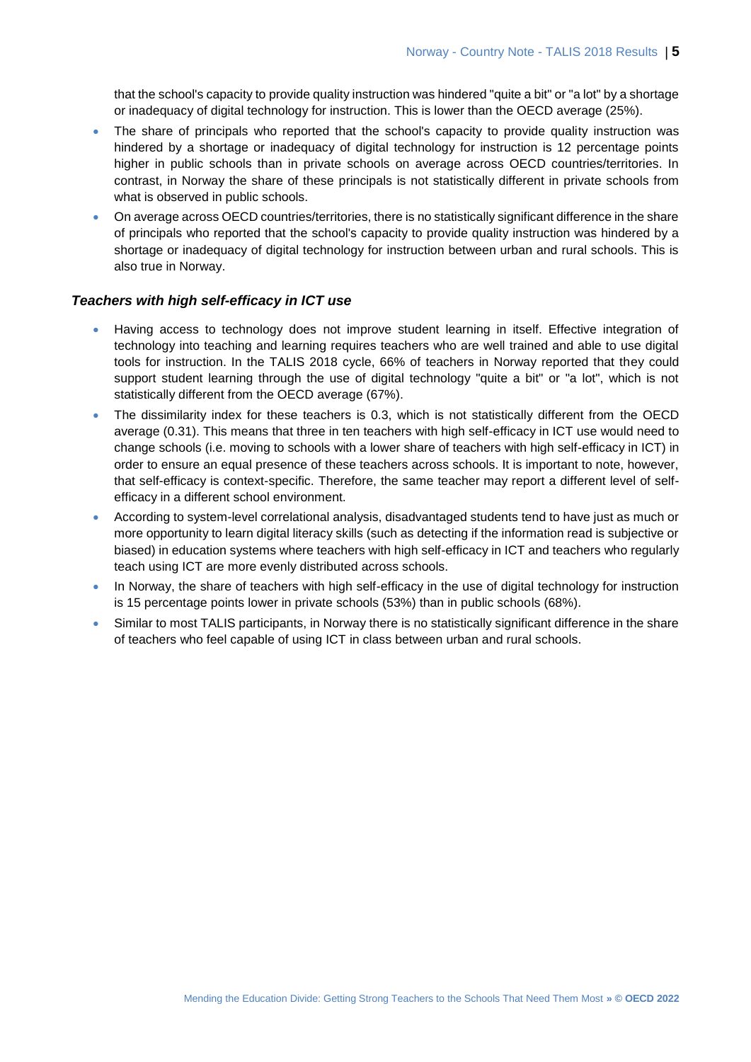that the school's capacity to provide quality instruction was hindered "quite a bit" or "a lot" by a shortage or inadequacy of digital technology for instruction. This is lower than the OECD average (25%).

- The share of principals who reported that the school's capacity to provide quality instruction was hindered by a shortage or inadequacy of digital technology for instruction is 12 percentage points higher in public schools than in private schools on average across OECD countries/territories. In contrast, in Norway the share of these principals is not statistically different in private schools from what is observed in public schools.
- On average across OECD countries/territories, there is no statistically significant difference in the share of principals who reported that the school's capacity to provide quality instruction was hindered by a shortage or inadequacy of digital technology for instruction between urban and rural schools. This is also true in Norway.

### *Teachers with high self-efficacy in ICT use*

- Having access to technology does not improve student learning in itself. Effective integration of technology into teaching and learning requires teachers who are well trained and able to use digital tools for instruction. In the TALIS 2018 cycle, 66% of teachers in Norway reported that they could support student learning through the use of digital technology "quite a bit" or "a lot", which is not statistically different from the OECD average (67%).
- The dissimilarity index for these teachers is 0.3, which is not statistically different from the OECD average (0.31). This means that three in ten teachers with high self-efficacy in ICT use would need to change schools (i.e. moving to schools with a lower share of teachers with high self-efficacy in ICT) in order to ensure an equal presence of these teachers across schools. It is important to note, however, that self-efficacy is context-specific. Therefore, the same teacher may report a different level of self-efficacy in a different school environment.
- According to system-level correlational analysis, disadvantaged students tend to have just as much or more opportunity to learn digital literacy skills (such as detecting if the information read is subjective or biased) in education systems where teachers with high self-efficacy in ICT and teachers who regularly teach using ICT are more evenly distributed across schools.
- In Norway, the share of teachers with high self-efficacy in the use of digital technology for instruction is 15 percentage points lower in private schools (53%) than in public schools (68%).
- Similar to most TALIS participants, in Norway there is no statistically significant difference in the share of teachers who feel capable of using ICT in class between urban and rural schools.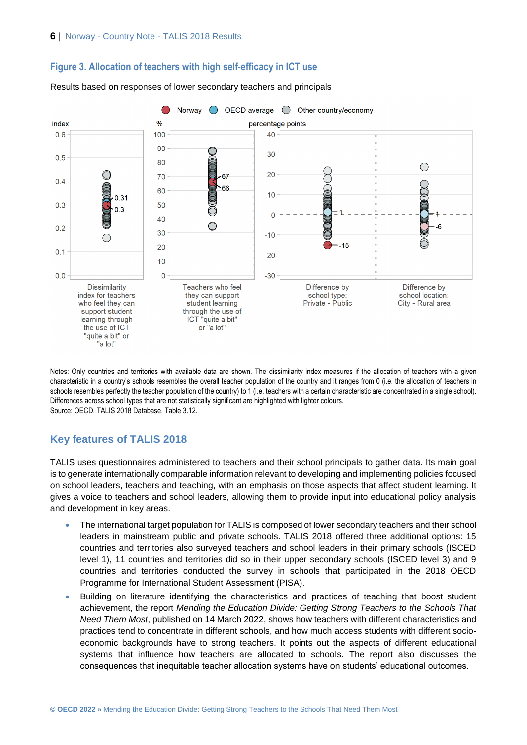## Figure 3. Allocation of teachers with high self-efficacy in ICT use

Results based on responses of lower secondary teachers and principals

Notes: Only countries and territories with available data are shown. The dissimilarity index measures if the allocation of teachers with a given characteristic in a country's schools resembles the overall teacher population of the country and it ranges from 0 (i.e. the allocation of teachers in schools resembles perfectly the teacher population of the country) to 1 (i.e. teachers with a certain characteristic are concentrated in a single school). Differences across school types that are not statistically significant are highlighted with lighter colours.
Source: OECD, TALIS 2018 Database, Table 3.12.

## Key features of TALIS 2018

TALIS uses questionnaires administered to teachers and their school principals to gather data. Its main goal is to generate internationally comparable information relevant to developing and implementing policies focused on school leaders, teachers and teaching, with an emphasis on those aspects that affect student learning. It gives a voice to teachers and school leaders, allowing them to provide input into educational policy analysis and development in key areas.

- The international target population for TALIS is composed of lower secondary teachers and their school leaders in mainstream public and private schools. TALIS 2018 offered three additional options: 15 countries and territories also surveyed teachers and school leaders in their primary schools (ISCED level 1), 11 countries and territories did so in their upper secondary schools (ISCED level 3) and 9 countries and territories conducted the survey in schools that participated in the 2018 OECD Programme for International Student Assessment (PISA).
- Building on literature identifying the characteristics and practices of teaching that boost student achievement, the report *Mending the Education Divide: Getting Strong Teachers to the Schools That Need Them Most*, published on 14 March 2022, shows how teachers with different characteristics and practices tend to concentrate in different schools, and how much access students with different socio-economic backgrounds have to strong teachers. It points out the aspects of different educational systems that influence how teachers are allocated to schools. The report also discusses the consequences that inequitable teacher allocation systems have on students' educational outcomes.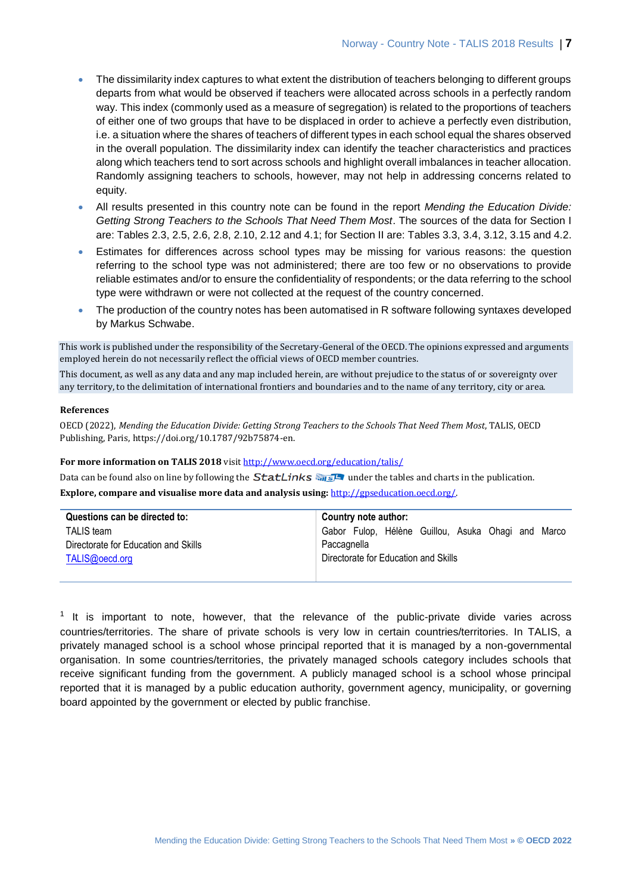- The dissimilarity index captures to what extent the distribution of teachers belonging to different groups departs from what would be observed if teachers were allocated across schools in a perfectly random way. This index (commonly used as a measure of segregation) is related to the proportions of teachers of either one of two groups that have to be displaced in order to achieve a perfectly even distribution, i.e. a situation where the shares of teachers of different types in each school equal the shares observed in the overall population. The dissimilarity index can identify the teacher characteristics and practices along which teachers tend to sort across schools and highlight overall imbalances in teacher allocation. Randomly assigning teachers to schools, however, may not help in addressing concerns related to equity.
- All results presented in this country note can be found in the report *Mending the Education Divide: Getting Strong Teachers to the Schools That Need Them Most*. The sources of the data for Section I are: Tables 2.3, 2.5, 2.6, 2.8, 2.10, 2.12 and 4.1; for Section II are: Tables 3.3, 3.4, 3.12, 3.15 and 4.2.
- Estimates for differences across school types may be missing for various reasons: the question referring to the school type was not administered; there are too few or no observations to provide reliable estimates and/or to ensure the confidentiality of respondents; or the data referring to the school type were withdrawn or were not collected at the request of the country concerned.
- The production of the country notes has been automatised in R software following syntaxes developed by Markus Schwabe.

This work is published under the responsibility of the Secretary-General of the OECD. The opinions expressed and arguments employed herein do not necessarily reflect the official views of OECD member countries.

This document, as well as any data and any map included herein, are without prejudice to the status of or sovereignty over any territory, to the delimitation of international frontiers and boundaries and to the name of any territory, city or area.

**References**

OECD (2022), *Mending the Education Divide: Getting Strong Teachers to the Schools That Need Them Most*, TALIS, OECD Publishing, Paris, https://doi.org/10.1787/92b75874-en.

**For more information on TALIS 2018** visit http://www.oecd.org/education/talis/

Data can be found also on line by following the StatLinks under the tables and charts in the publication.

**Explore, compare and visualise more data and analysis using:** http://gpseducation.oecd.org/.

| **Questions can be directed to:** | **Country note author:** |
|---|---|
| TALIS team<br>Directorate for Education and Skills<br>TALIS@oecd.org | Gabor Fulop, Hélène Guillou, Asuka Ohagi and Marco Paccagnella<br>Directorate for Education and Skills |

[1] It is important to note, however, that the relevance of the public-private divide varies across countries/territories. The share of private schools is very low in certain countries/territories. In TALIS, a privately managed school is a school whose principal reported that it is managed by a non-governmental organisation. In some countries/territories, the privately managed schools category includes schools that receive significant funding from the government. A publicly managed school is a school whose principal reported that it is managed by a public education authority, government agency, municipality, or governing board appointed by the government or elected by public franchise.